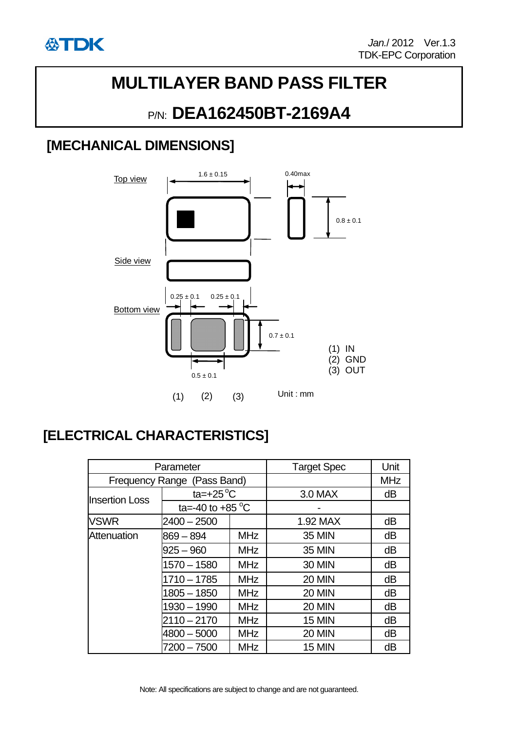Jan./ 2012 Ver.1.3
TDK-EPC Corporation

# MULTILAYER BAND PASS FILTER

## P/N: DEA162450BT-2169A4

## [MECHANICAL DIMENSIONS]

Top view

1.6 ± 0.15

0.40max

0.8 ± 0.1

Side view

Bottom view

0.25 ± 0.1  0.25 ± 0.1

0.7 ± 0.1

0.5 ± 0.1

(1) (2) (3)

(1) IN
(2) GND
(3) OUT

Unit : mm

## [ELECTRICAL CHARACTERISTICS]

| Parameter | | | Target Spec | Unit |
|---|---|---|---|---|
| Frequency Range (Pass Band) | | | | MHz |
| Insertion Loss | ta=+25 °C | | 3.0 MAX | dB |
| | ta=-40 to +85 °C | | - | |
| VSWR | 2400 – 2500 | | 1.92 MAX | dB |
| Attenuation | 869 – 894 | MHz | 35 MIN | dB |
| | 925 – 960 | MHz | 35 MIN | dB |
| | 1570 – 1580 | MHz | 30 MIN | dB |
| | 1710 – 1785 | MHz | 20 MIN | dB |
| | 1805 – 1850 | MHz | 20 MIN | dB |
| | 1930 – 1990 | MHz | 20 MIN | dB |
| | 2110 – 2170 | MHz | 15 MIN | dB |
| | 4800 – 5000 | MHz | 20 MIN | dB |
| | 7200 – 7500 | MHz | 15 MIN | dB |

Note: All specifications are subject to change and are not guaranteed.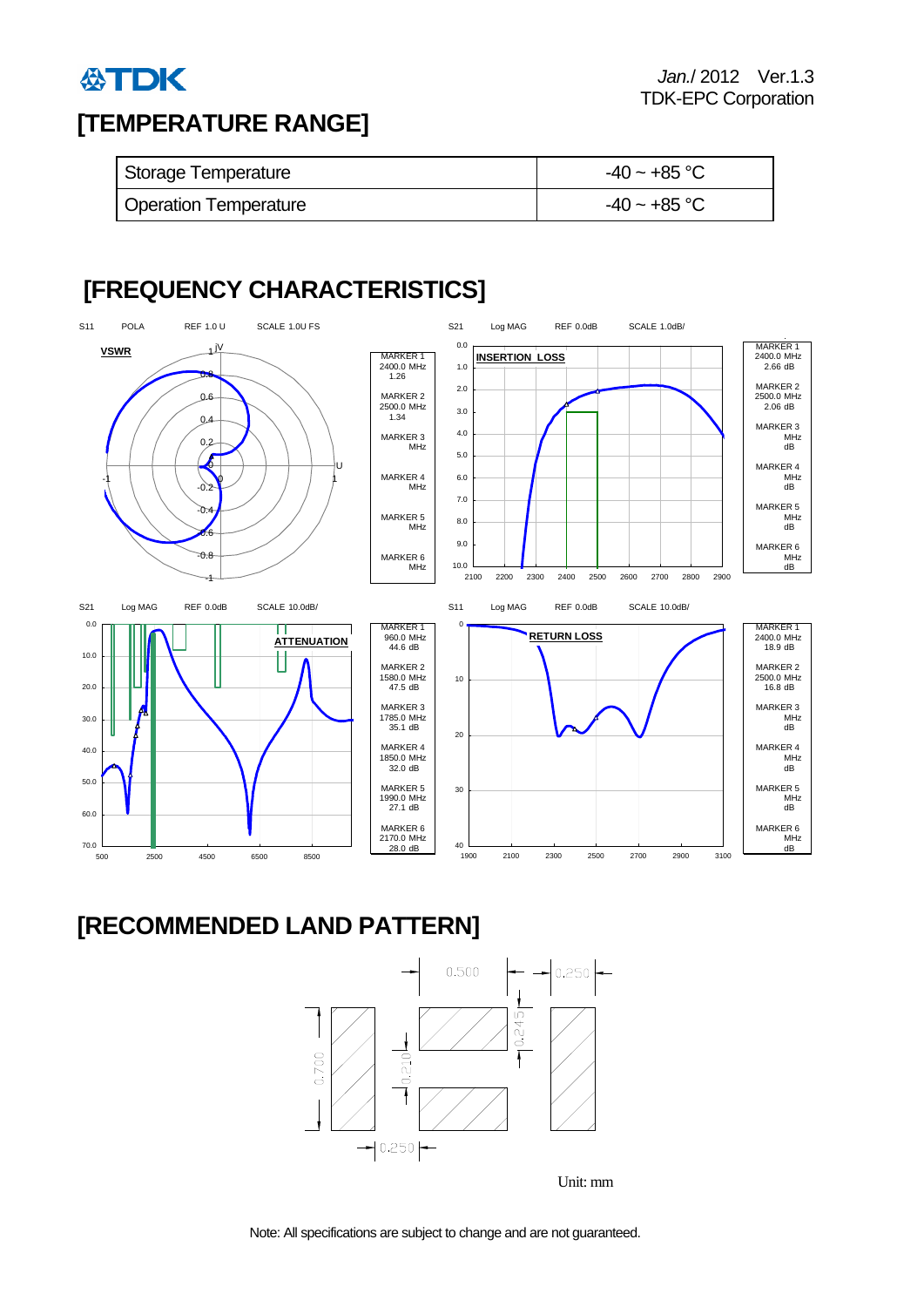# [TEMPERATURE RANGE]

| Storage Temperature | -40 ~ +85 °C |
|---|---|
| Operation Temperature | -40 ~ +85 °C |

# [FREQUENCY CHARACTERISTICS]

S11 POLA REF 1.0 U SCALE 1.0U FS

**VSWR**

| MARKER 1 | MARKER 2 | MARKER 3 | MARKER 4 | MARKER 5 | MARKER 6 |
|---|---|---|---|---|---|
| 2400.0 MHz | 2500.0 MHz | MHz | MHz | MHz | MHz |
| 1.26 | 1.34 | | | | |

S21 Log MAG REF 0.0dB SCALE 1.0dB/

**INSERTION LOSS**

| MARKER 1 | MARKER 2 | MARKER 3 | MARKER 4 | MARKER 5 | MARKER 6 |
|---|---|---|---|---|---|
| 2400.0 MHz | 2500.0 MHz | MHz | MHz | MHz | MHz |
| 2.66 dB | 2.06 dB | dB | dB | dB | dB |

S21 Log MAG REF 0.0dB SCALE 10.0dB/

**ATTENUATION**

| MARKER 1 | MARKER 2 | MARKER 3 | MARKER 4 | MARKER 5 | MARKER 6 |
|---|---|---|---|---|---|
| 960.0 MHz | 1580.0 MHz | 1785.0 MHz | 1850.0 MHz | 1990.0 MHz | 2170.0 MHz |
| 44.6 dB | 47.5 dB | 35.1 dB | 32.0 dB | 27.1 dB | 28.0 dB |

S11 Log MAG REF 0.0dB SCALE 10.0dB/

**RETURN LOSS**

| MARKER 1 | MARKER 2 | MARKER 3 | MARKER 4 | MARKER 5 | MARKER 6 |
|---|---|---|---|---|---|
| 2400.0 MHz | 2500.0 MHz | MHz | MHz | MHz | MHz |
| 18.9 dB | 16.8 dB | dB | dB | dB | dB |

# [RECOMMENDED LAND PATTERN]

0.500, 0.250, 0.245, 0.700, 0.210, 0.250

Unit: mm

Note: All specifications are subject to change and are not guaranteed.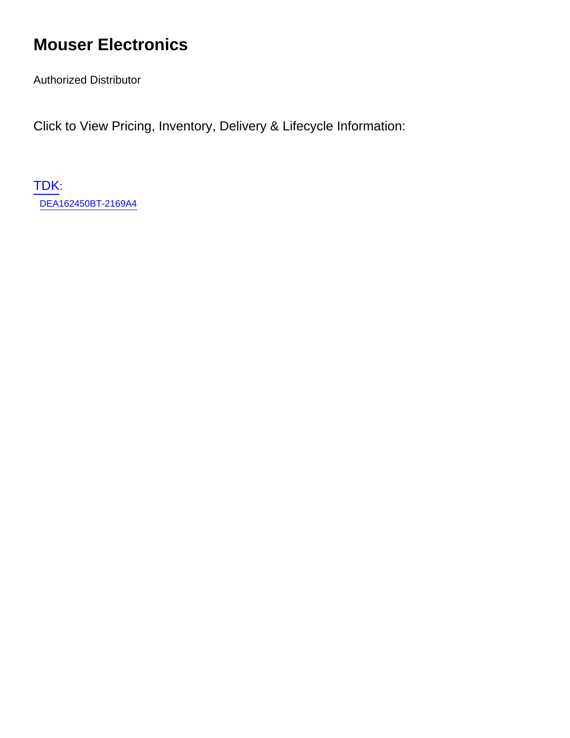# Mouser Electronics

Authorized Distributor

Click to View Pricing, Inventory, Delivery & Lifecycle Information:

TDK:

DEA162450BT-2169A4